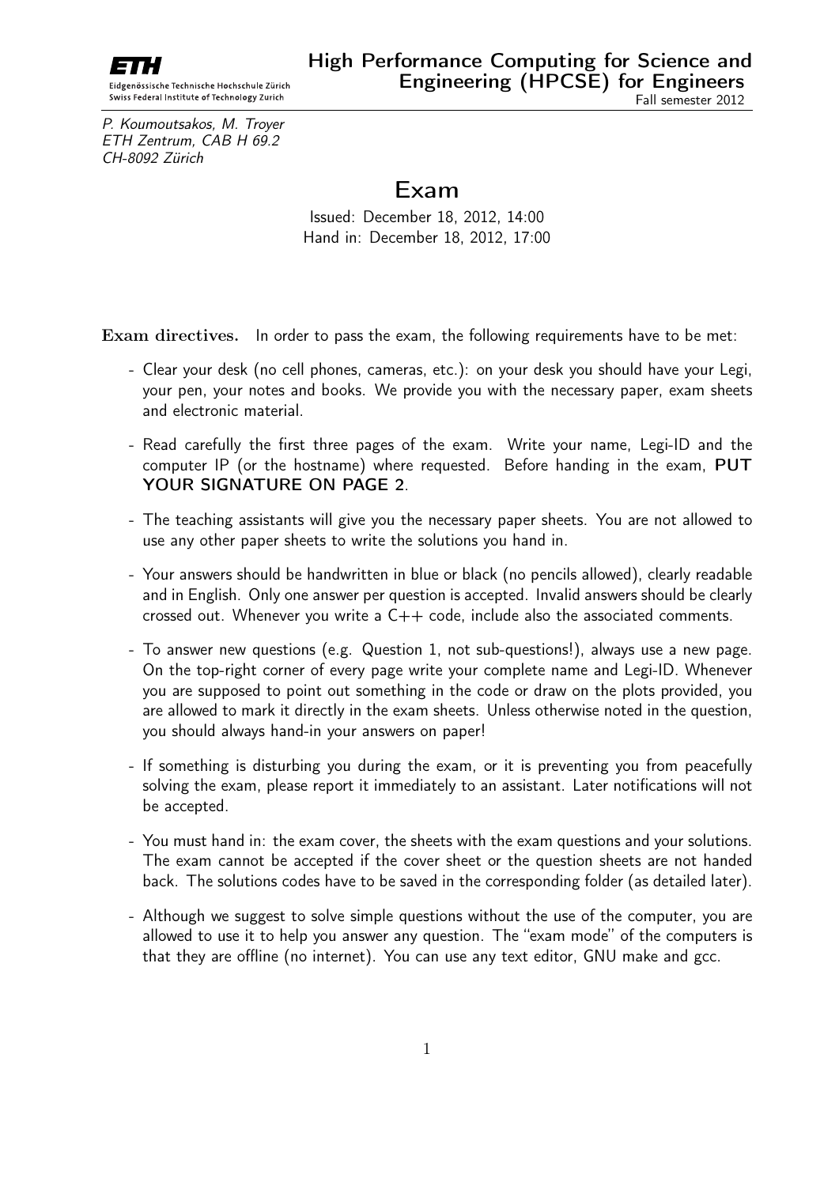ETH

Eidgenössische Technische Hochschule Zürich
Swiss Federal Institute of Technology Zurich

**High Performance Computing for Science and Engineering (HPCSE) for Engineers**
Fall semester 2012

*P. Koumoutsakos, M. Troyer*
*ETH Zentrum, CAB H 69.2*
*CH-8092 Zürich*

# Exam

Issued: December 18, 2012, 14:00
Hand in: December 18, 2012, 17:00

**Exam directives.** In order to pass the exam, the following requirements have to be met:

- Clear your desk (no cell phones, cameras, etc.): on your desk you should have your Legi, your pen, your notes and books. We provide you with the necessary paper, exam sheets and electronic material.
- Read carefully the first three pages of the exam. Write your name, Legi-ID and the computer IP (or the hostname) where requested. Before handing in the exam, **PUT YOUR SIGNATURE ON PAGE 2**.
- The teaching assistants will give you the necessary paper sheets. You are not allowed to use any other paper sheets to write the solutions you hand in.
- Your answers should be handwritten in blue or black (no pencils allowed), clearly readable and in English. Only one answer per question is accepted. Invalid answers should be clearly crossed out. Whenever you write a C++ code, include also the associated comments.
- To answer new questions (e.g. Question 1, not sub-questions!), always use a new page. On the top-right corner of every page write your complete name and Legi-ID. Whenever you are supposed to point out something in the code or draw on the plots provided, you are allowed to mark it directly in the exam sheets. Unless otherwise noted in the question, you should always hand-in your answers on paper!
- If something is disturbing you during the exam, or it is preventing you from peacefully solving the exam, please report it immediately to an assistant. Later notifications will not be accepted.
- You must hand in: the exam cover, the sheets with the exam questions and your solutions. The exam cannot be accepted if the cover sheet or the question sheets are not handed back. The solutions codes have to be saved in the corresponding folder (as detailed later).
- Although we suggest to solve simple questions without the use of the computer, you are allowed to use it to help you answer any question. The "exam mode" of the computers is that they are offline (no internet). You can use any text editor, GNU make and gcc.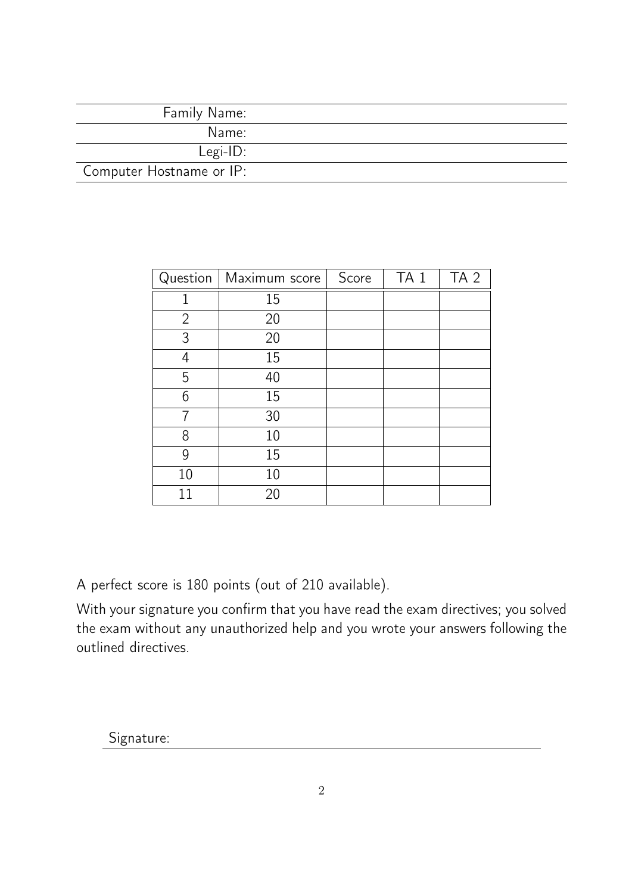| Family Name: | |
|---:|---|
| Name: | |
| Legi-ID: | |
| Computer Hostname or IP: | |

| Question | Maximum score | Score | TA 1 | TA 2 |
|---|---|---|---|---|
| 1 | 15 | | | |
| 2 | 20 | | | |
| 3 | 20 | | | |
| 4 | 15 | | | |
| 5 | 40 | | | |
| 6 | 15 | | | |
| 7 | 30 | | | |
| 8 | 10 | | | |
| 9 | 15 | | | |
| 10 | 10 | | | |
| 11 | 20 | | | |

A perfect score is 180 points (out of 210 available).

With your signature you confirm that you have read the exam directives; you solved the exam without any unauthorized help and you wrote your answers following the outlined directives.

Signature: ______________________________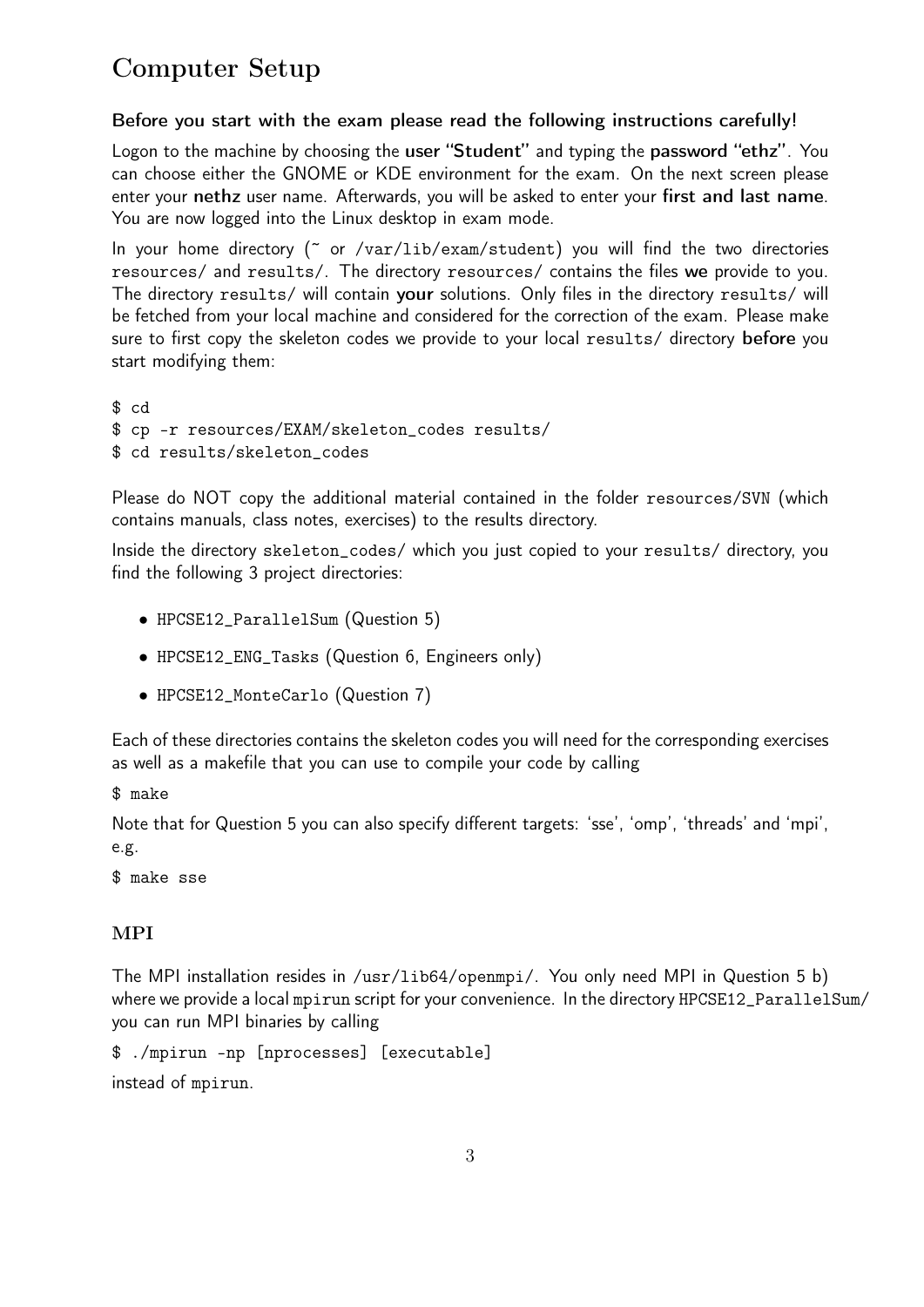# Computer Setup

**Before you start with the exam please read the following instructions carefully!**

Logon to the machine by choosing the **user "Student"** and typing the **password "ethz"**. You can choose either the GNOME or KDE environment for the exam. On the next screen please enter your **nethz** user name. Afterwards, you will be asked to enter your **first and last name**. You are now logged into the Linux desktop in exam mode.

In your home directory (~ or /var/lib/exam/student) you will find the two directories resources/ and results/. The directory resources/ contains the files **we** provide to you. The directory results/ will contain **your** solutions. Only files in the directory results/ will be fetched from your local machine and considered for the correction of the exam. Please make sure to first copy the skeleton codes we provide to your local results/ directory **before** you start modifying them:

```
$ cd
$ cp -r resources/EXAM/skeleton_codes results/
$ cd results/skeleton_codes
```

Please do NOT copy the additional material contained in the folder resources/SVN (which contains manuals, class notes, exercises) to the results directory.

Inside the directory skeleton_codes/ which you just copied to your results/ directory, you find the following 3 project directories:

- HPCSE12_ParallelSum (Question 5)
- HPCSE12_ENG_Tasks (Question 6, Engineers only)
- HPCSE12_MonteCarlo (Question 7)

Each of these directories contains the skeleton codes you will need for the corresponding exercises as well as a makefile that you can use to compile your code by calling

```
$ make
```

Note that for Question 5 you can also specify different targets: 'sse', 'omp', 'threads' and 'mpi', e.g.

```
$ make sse
```

## MPI

The MPI installation resides in /usr/lib64/openmpi/. You only need MPI in Question 5 b) where we provide a local mpirun script for your convenience. In the directory HPCSE12_ParallelSum/ you can run MPI binaries by calling

```
$ ./mpirun -np [nprocesses] [executable]
```

instead of mpirun.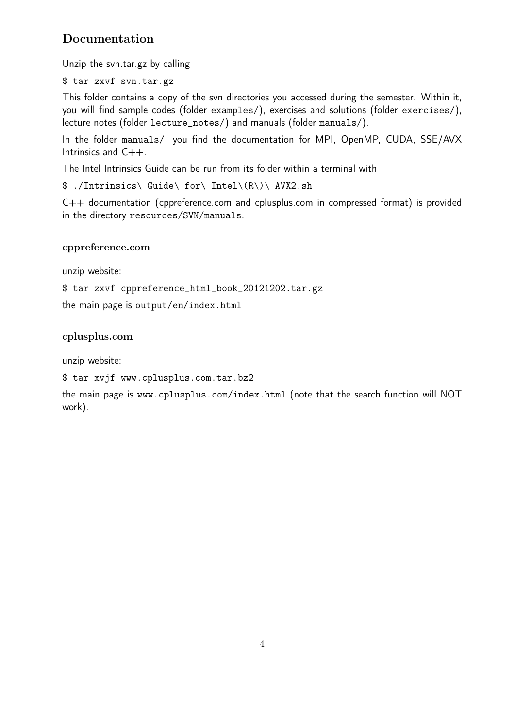## Documentation

Unzip the svn.tar.gz by calling

```
$ tar zxvf svn.tar.gz
```

This folder contains a copy of the svn directories you accessed during the semester. Within it, you will find sample codes (folder `examples/`), exercises and solutions (folder `exercises/`), lecture notes (folder `lecture_notes/`) and manuals (folder `manuals/`).

In the folder `manuals/`, you find the documentation for MPI, OpenMP, CUDA, SSE/AVX Intrinsics and C++.

The Intel Intrinsics Guide can be run from its folder within a terminal with

```
$ ./Intrinsics\ Guide\ for\ Intel\(R\)\ AVX2.sh
```

C++ documentation (cppreference.com and cplusplus.com in compressed format) is provided in the directory `resources/SVN/manuals`.

### cppreference.com

unzip website:

```
$ tar zxvf cppreference_html_book_20121202.tar.gz
```

the main page is `output/en/index.html`

### cplusplus.com

unzip website:

```
$ tar xvjf www.cplusplus.com.tar.bz2
```

the main page is `www.cplusplus.com/index.html` (note that the search function will NOT work).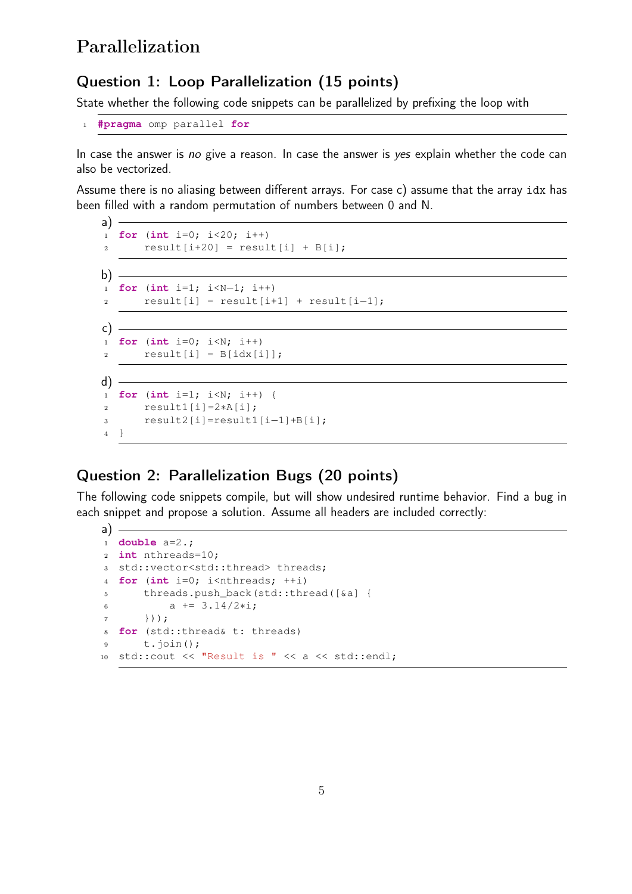# Parallelization

## Question 1: Loop Parallelization (15 points)

State whether the following code snippets can be parallelized by prefixing the loop with

```
#pragma omp parallel for
```

In case the answer is *no* give a reason. In case the answer is *yes* explain whether the code can also be vectorized.

Assume there is no aliasing between different arrays. For case c) assume that the array `idx` has been filled with a random permutation of numbers between 0 and N.

a)
```
for (int i=0; i<20; i++)
    result[i+20] = result[i] + B[i];
```

b)
```
for (int i=1; i<N-1; i++)
    result[i] = result[i+1] + result[i-1];
```

c)
```
for (int i=0; i<N; i++)
    result[i] = B[idx[i]];
```

d)
```
for (int i=1; i<N; i++) {
    result1[i]=2*A[i];
    result2[i]=result1[i-1]+B[i];
}
```

## Question 2: Parallelization Bugs (20 points)

The following code snippets compile, but will show undesired runtime behavior. Find a bug in each snippet and propose a solution. Assume all headers are included correctly:

a)
```
double a=2.;
int nthreads=10;
std::vector<std::thread> threads;
for (int i=0; i<nthreads; ++i)
    threads.push_back(std::thread([&a] {
        a += 3.14/2*i;
    }));
for (std::thread& t: threads)
    t.join();
std::cout << "Result is " << a << std::endl;
```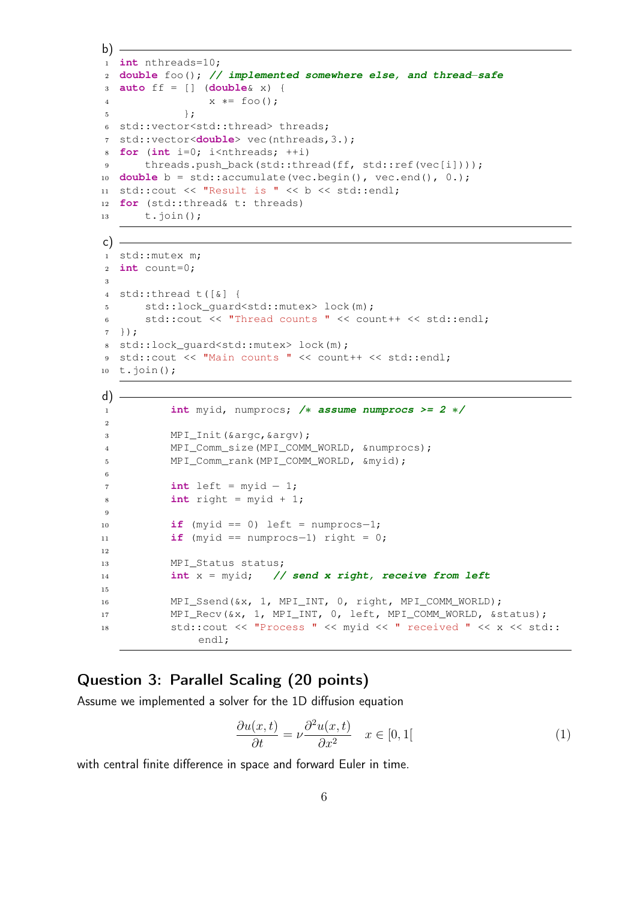b)

```cpp
int nthreads=10;
double foo(); // implemented somewhere else, and thread-safe
auto ff = [] (double& x) {
                x *= foo();
            };
std::vector<std::thread> threads;
std::vector<double> vec(nthreads,3.);
for (int i=0; i<nthreads; ++i)
    threads.push_back(std::thread(ff, std::ref(vec[i])));
double b = std::accumulate(vec.begin(), vec.end(), 0.);
std::cout << "Result is " << b << std::endl;
for (std::thread& t: threads)
    t.join();
```

c)

```cpp
std::mutex m;
int count=0;

std::thread t([&] {
    std::lock_guard<std::mutex> lock(m);
    std::cout << "Thread counts " << count++ << std::endl;
});
std::lock_guard<std::mutex> lock(m);
std::cout << "Main counts " << count++ << std::endl;
t.join();
```

d)

```cpp
        int myid, numprocs; /* assume numprocs >= 2 */

        MPI_Init(&argc,&argv);
        MPI_Comm_size(MPI_COMM_WORLD, &numprocs);
        MPI_Comm_rank(MPI_COMM_WORLD, &myid);

        int left = myid - 1;
        int right = myid + 1;

        if (myid == 0) left = numprocs-1;
        if (myid == numprocs-1) right = 0;

        MPI_Status status;
        int x = myid;   // send x right, receive from left

        MPI_Ssend(&x, 1, MPI_INT, 0, right, MPI_COMM_WORLD);
        MPI_Recv(&x, 1, MPI_INT, 0, left, MPI_COMM_WORLD, &status);
        std::cout << "Process " << myid << " received " << x << std::::
            endl;
```

## Question 3: Parallel Scaling (20 points)

Assume we implemented a solver for the 1D diffusion equation

$$\frac{\partial u(x,t)}{\partial t} = \nu \frac{\partial^2 u(x,t)}{\partial x^2} \quad x \in [0,1[ \tag{1}$$

with central finite difference in space and forward Euler in time.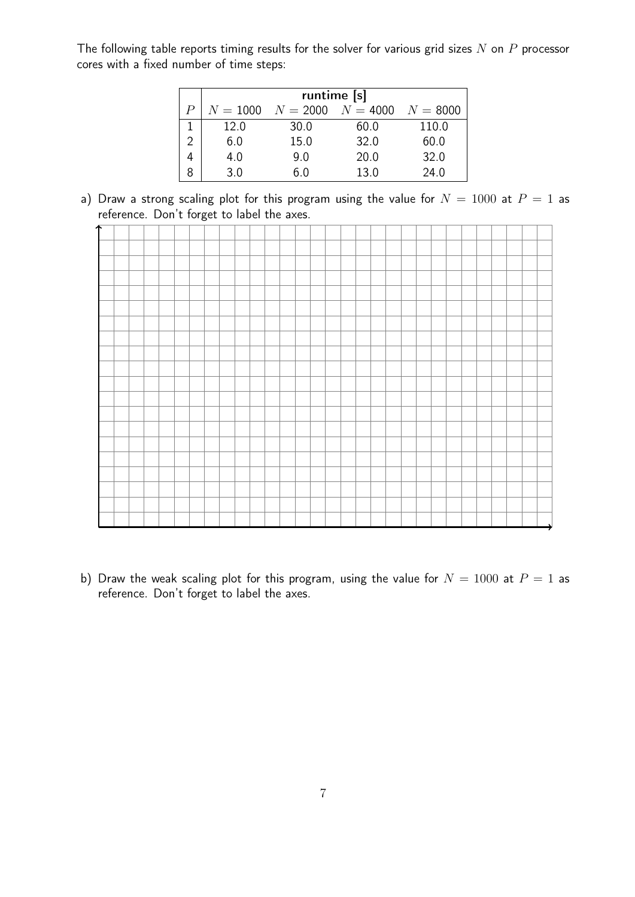The following table reports timing results for the solver for various grid sizes $N$ on $P$ processor cores with a fixed number of time steps:

| $P$ | runtime [s] | | | |
|---|---|---|---|---|
| | $N = 1000$ | $N = 2000$ | $N = 4000$ | $N = 8000$ |
| 1 | 12.0 | 30.0 | 60.0 | 110.0 |
| 2 | 6.0 | 15.0 | 32.0 | 60.0 |
| 4 | 4.0 | 9.0 | 20.0 | 32.0 |
| 8 | 3.0 | 6.0 | 13.0 | 24.0 |

a) Draw a strong scaling plot for this program using the value for $N = 1000$ at $P = 1$ as reference. Don't forget to label the axes.

b) Draw the weak scaling plot for this program, using the value for $N = 1000$ at $P = 1$ as reference. Don't forget to label the axes.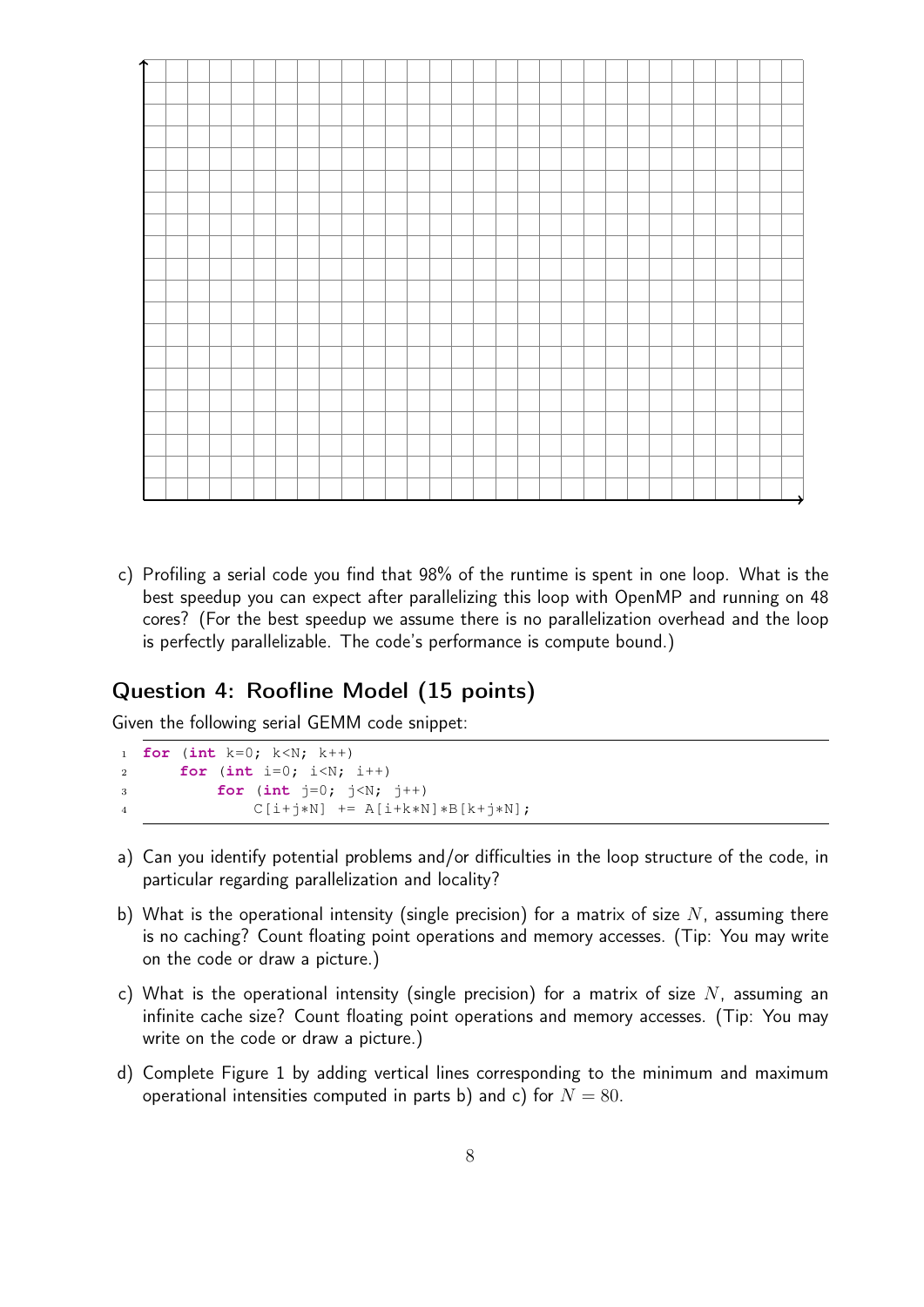c) Profiling a serial code you find that 98% of the runtime is spent in one loop. What is the best speedup you can expect after parallelizing this loop with OpenMP and running on 48 cores? (For the best speedup we assume there is no parallelization overhead and the loop is perfectly parallelizable. The code's performance is compute bound.)

## Question 4: Roofline Model (15 points)

Given the following serial GEMM code snippet:

```
for (int k=0; k<N; k++)
    for (int i=0; i<N; i++)
        for (int j=0; j<N; j++)
            C[i+j*N] += A[i+k*N]*B[k+j*N];
```

a) Can you identify potential problems and/or difficulties in the loop structure of the code, in particular regarding parallelization and locality?

b) What is the operational intensity (single precision) for a matrix of size $N$, assuming there is no caching? Count floating point operations and memory accesses. (Tip: You may write on the code or draw a picture.)

c) What is the operational intensity (single precision) for a matrix of size $N$, assuming an infinite cache size? Count floating point operations and memory accesses. (Tip: You may write on the code or draw a picture.)

d) Complete Figure 1 by adding vertical lines corresponding to the minimum and maximum operational intensities computed in parts b) and c) for $N = 80$.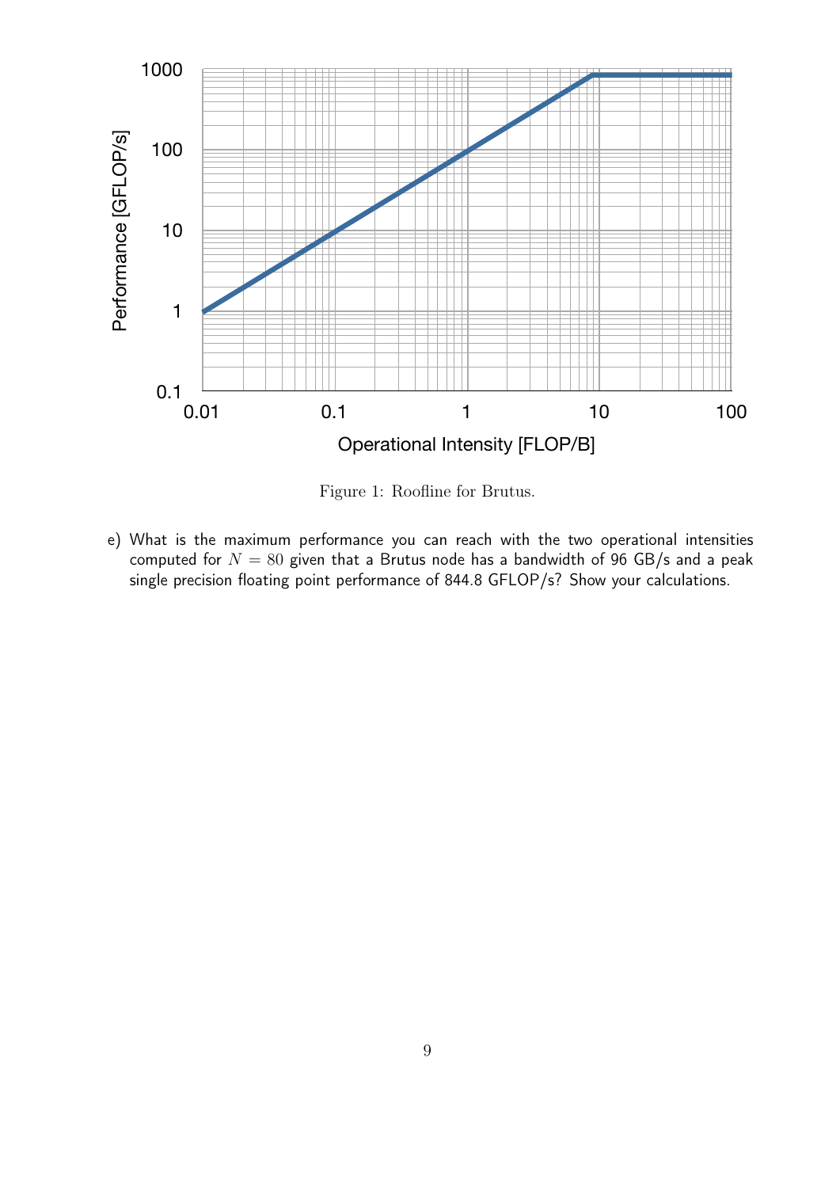Figure 1: Roofline for Brutus.

e) What is the maximum performance you can reach with the two operational intensities computed for $N = 80$ given that a Brutus node has a bandwidth of 96 GB/s and a peak single precision floating point performance of 844.8 GFLOP/s? Show your calculations.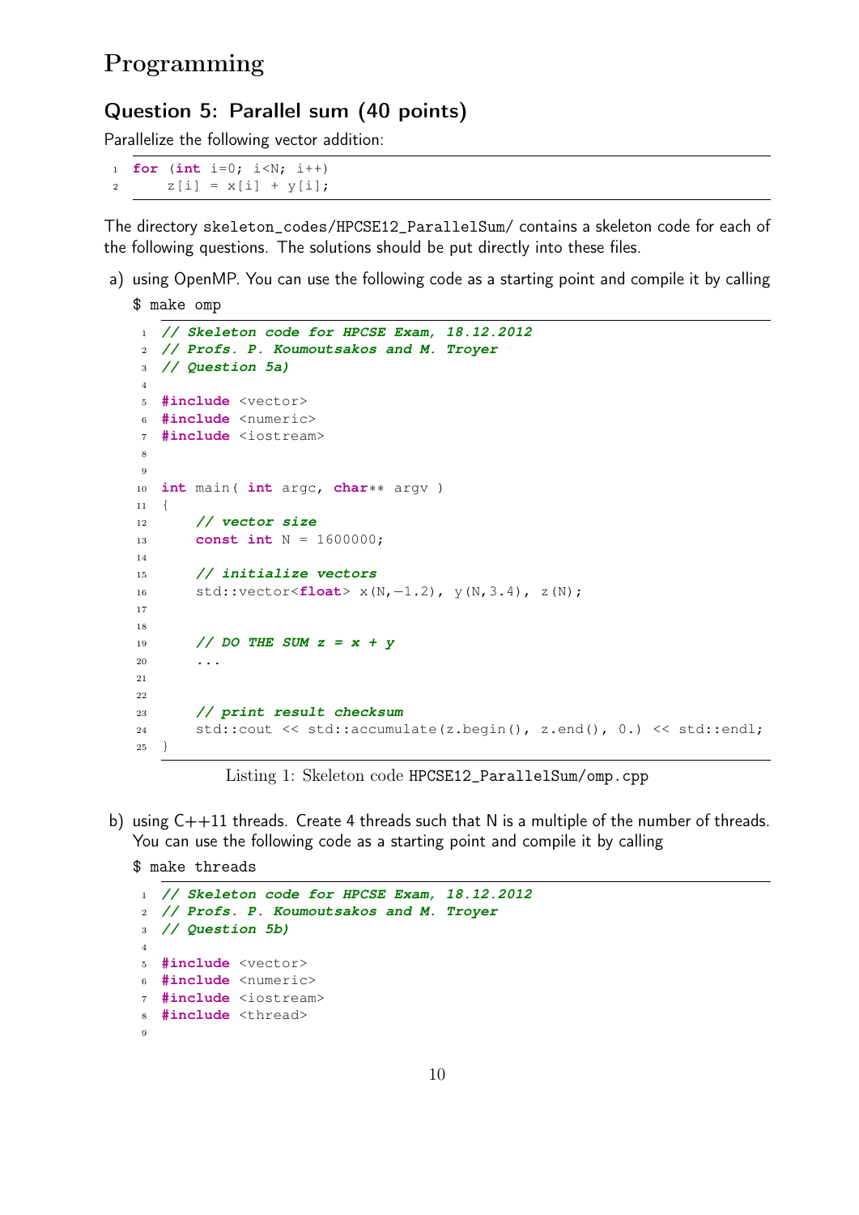# Programming

## Question 5: Parallel sum (40 points)

Parallelize the following vector addition:

```
for (int i=0; i<N; i++)
    z[i] = x[i] + y[i];
```

The directory `skeleton_codes/HPCSE12_ParallelSum/` contains a skeleton code for each of the following questions. The solutions should be put directly into these files.

a) using OpenMP. You can use the following code as a starting point and compile it by calling

   `$ make omp`

```
// Skeleton code for HPCSE Exam, 18.12.2012
// Profs. P. Koumoutsakos and M. Troyer
// Question 5a)

#include <vector>
#include <numeric>
#include <iostream>


int main( int argc, char** argv )
{
    // vector size
    const int N = 1600000;

    // initialize vectors
    std::vector<float> x(N,-1.2), y(N,3.4), z(N);


    // DO THE SUM z = x + y
    ...


    // print result checksum
    std::cout << std::accumulate(z.begin(), z.end(), 0.) << std::endl;
}
```

Listing 1: Skeleton code `HPCSE12_ParallelSum/omp.cpp`

b) using C++11 threads. Create 4 threads such that N is a multiple of the number of threads. You can use the following code as a starting point and compile it by calling

   `$ make threads`

```
// Skeleton code for HPCSE Exam, 18.12.2012
// Profs. P. Koumoutsakos and M. Troyer
// Question 5b)

#include <vector>
#include <numeric>
#include <iostream>
#include <thread>

```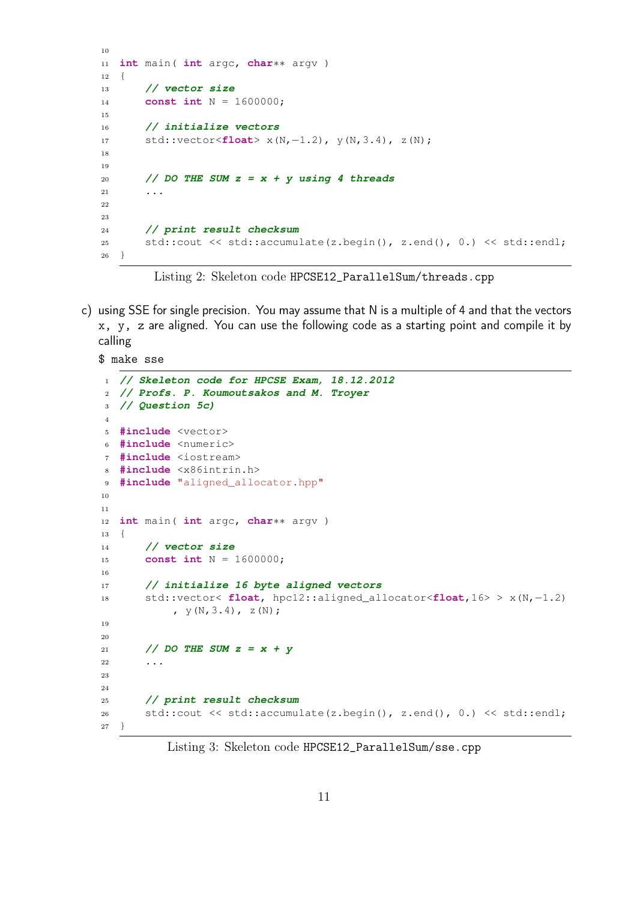```
10
11 int main( int argc, char** argv )
12 {
13     // vector size
14     const int N = 1600000;
15
16     // initialize vectors
17     std::vector<float> x(N,-1.2), y(N,3.4), z(N);
18
19
20     // DO THE SUM z = x + y using 4 threads
21     ...
22
23
24     // print result checksum
25     std::cout << std::accumulate(z.begin(), z.end(), 0.) << std::endl;
26 }
```

Listing 2: Skeleton code `HPCSE12_ParallelSum/threads.cpp`

c) using SSE for single precision. You may assume that N is a multiple of 4 and that the vectors `x, y, z` are aligned. You can use the following code as a starting point and compile it by calling

`$ make sse`

```
1  // Skeleton code for HPCSE Exam, 18.12.2012
2  // Profs. P. Koumoutsakos and M. Troyer
3  // Question 5c)
4
5  #include <vector>
6  #include <numeric>
7  #include <iostream>
8  #include <x86intrin.h>
9  #include "aligned_allocator.hpp"
10
11
12 int main( int argc, char** argv )
13 {
14     // vector size
15     const int N = 1600000;
16
17     // initialize 16 byte aligned vectors
18     std::vector< float, hpc12::aligned_allocator<float,16> > x(N,-1.2)
           , y(N,3.4), z(N);
19
20
21     // DO THE SUM z = x + y
22     ...
23
24
25     // print result checksum
26     std::cout << std::accumulate(z.begin(), z.end(), 0.) << std::endl;
27 }
```

Listing 3: Skeleton code `HPCSE12_ParallelSum/sse.cpp`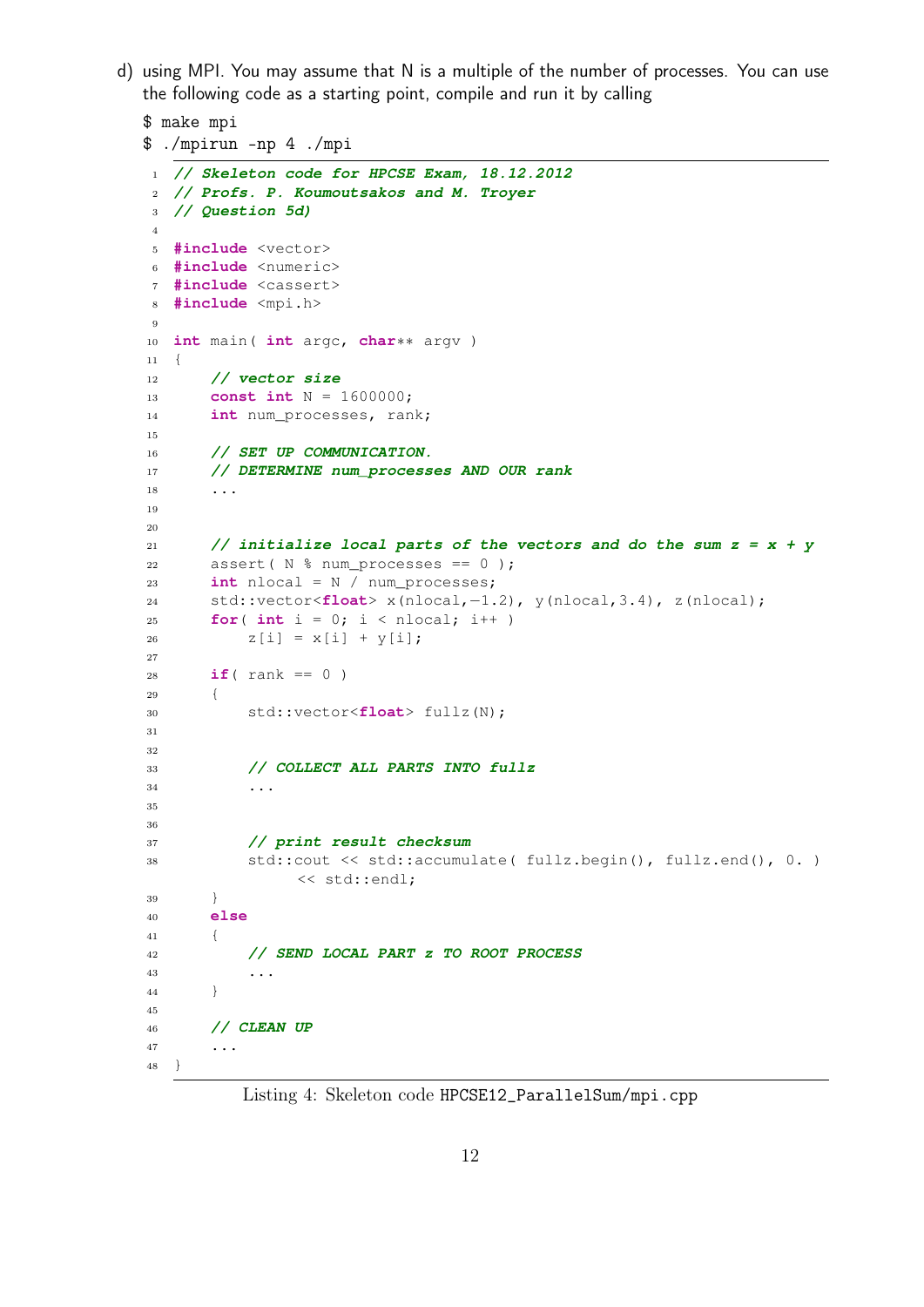d) using MPI. You may assume that N is a multiple of the number of processes. You can use the following code as a starting point, compile and run it by calling

```
$ make mpi
$ ./mpirun -np 4 ./mpi
```

```cpp
// Skeleton code for HPCSE Exam, 18.12.2012
// Profs. P. Koumoutsakos and M. Troyer
// Question 5d)

#include <vector>
#include <numeric>
#include <cassert>
#include <mpi.h>

int main( int argc, char** argv )
{
    // vector size
    const int N = 1600000;
    int num_processes, rank;

    // SET UP COMMUNICATION.
    // DETERMINE num_processes AND OUR rank
    ...


    // initialize local parts of the vectors and do the sum z = x + y
    assert( N % num_processes == 0 );
    int nlocal = N / num_processes;
    std::vector<float> x(nlocal,-1.2), y(nlocal,3.4), z(nlocal);
    for( int i = 0; i < nlocal; i++ )
        z[i] = x[i] + y[i];

    if( rank == 0 )
    {
        std::vector<float> fullz(N);


        // COLLECT ALL PARTS INTO fullz
        ...


        // print result checksum
        std::cout << std::accumulate( fullz.begin(), fullz.end(), 0. )
            << std::endl;
    }
    else
    {
        // SEND LOCAL PART z TO ROOT PROCESS
        ...
    }

    // CLEAN UP
    ...
}
```

Listing 4: Skeleton code HPCSE12_ParallelSum/mpi.cpp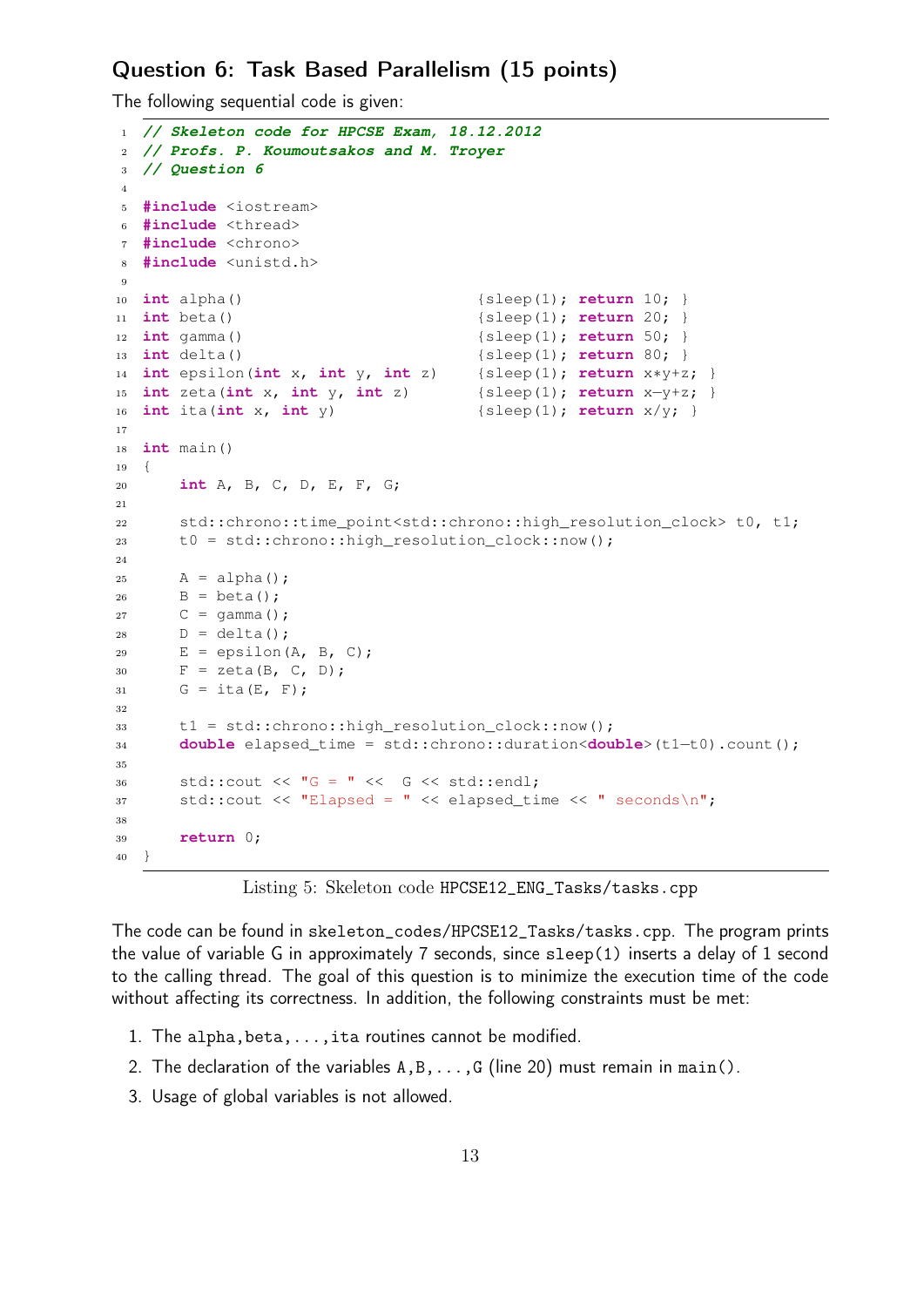## Question 6: Task Based Parallelism (15 points)

The following sequential code is given:

```
// Skeleton code for HPCSE Exam, 18.12.2012
// Profs. P. Koumoutsakos and M. Troyer
// Question 6

#include <iostream>
#include <thread>
#include <chrono>
#include <unistd.h>

int alpha()                         {sleep(1); return 10; }
int beta()                          {sleep(1); return 20; }
int gamma()                         {sleep(1); return 50; }
int delta()                         {sleep(1); return 80; }
int epsilon(int x, int y, int z)    {sleep(1); return x*y+z; }
int zeta(int x, int y, int z)       {sleep(1); return x-y+z; }
int ita(int x, int y)               {sleep(1); return x/y; }

int main()
{
    int A, B, C, D, E, F, G;

    std::chrono::time_point<std::chrono::high_resolution_clock> t0, t1;
    t0 = std::chrono::high_resolution_clock::now();

    A = alpha();
    B = beta();
    C = gamma();
    D = delta();
    E = epsilon(A, B, C);
    F = zeta(B, C, D);
    G = ita(E, F);

    t1 = std::chrono::high_resolution_clock::now();
    double elapsed_time = std::chrono::duration<double>(t1-t0).count();

    std::cout << "G = " <<  G << std::endl;
    std::cout << "Elapsed = " << elapsed_time << " seconds\n";

    return 0;
}
```

Listing 5: Skeleton code HPCSE12_ENG_Tasks/tasks.cpp

The code can be found in skeleton_codes/HPCSE12_Tasks/tasks.cpp. The program prints the value of variable G in approximately 7 seconds, since sleep(1) inserts a delay of 1 second to the calling thread. The goal of this question is to minimize the execution time of the code without affecting its correctness. In addition, the following constraints must be met:

1. The alpha,beta,...,ita routines cannot be modified.
2. The declaration of the variables A,B,...,G (line 20) must remain in main().
3. Usage of global variables is not allowed.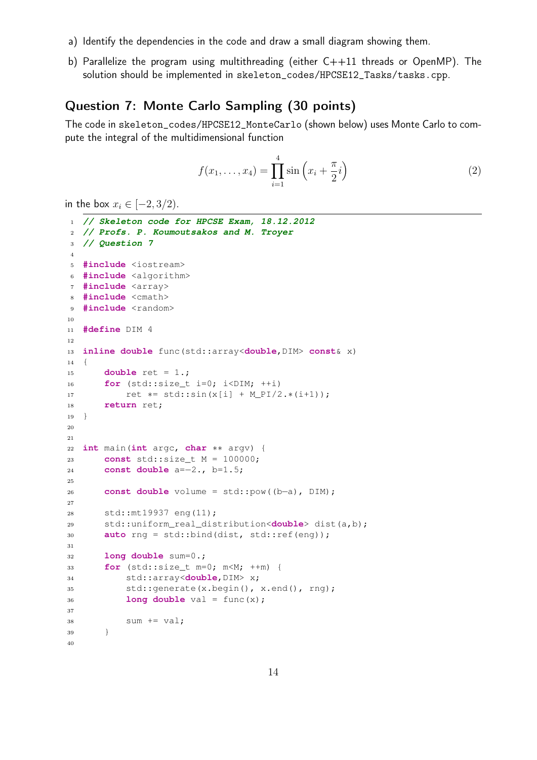a) Identify the dependencies in the code and draw a small diagram showing them.

b) Parallelize the program using multithreading (either C++11 threads or OpenMP). The solution should be implemented in `skeleton_codes/HPCSE12_Tasks/tasks.cpp`.

## Question 7: Monte Carlo Sampling (30 points)

The code in `skeleton_codes/HPCSE12_MonteCarlo` (shown below) uses Monte Carlo to compute the integral of the multidimensional function

$$f(x_1, \ldots, x_4) = \prod_{i=1}^{4} \sin\left(x_i + \frac{\pi}{2}i\right) \tag{2}$$

in the box $x_i \in [-2, 3/2)$.

```
1  // Skeleton code for HPCSE Exam, 18.12.2012
2  // Profs. P. Koumoutsakos and M. Troyer
3  // Question 7
4
5  #include <iostream>
6  #include <algorithm>
7  #include <array>
8  #include <cmath>
9  #include <random>
10
11 #define DIM 4
12
13 inline double func(std::array<double,DIM> const& x)
14 {
15     double ret = 1.;
16     for (std::size_t i=0; i<DIM; ++i)
17         ret *= std::sin(x[i] + M_PI/2.*(i+1));
18     return ret;
19 }
20
21
22 int main(int argc, char ** argv) {
23     const std::size_t M = 100000;
24     const double a=-2., b=1.5;
25
26     const double volume = std::pow((b-a), DIM);
27
28     std::mt19937 eng(11);
29     std::uniform_real_distribution<double> dist(a,b);
30     auto rng = std::bind(dist, std::ref(eng));
31
32     long double sum=0.;
33     for (std::size_t m=0; m<M; ++m) {
34         std::array<double,DIM> x;
35         std::generate(x.begin(), x.end(), rng);
36         long double val = func(x);
37
38         sum += val;
39     }
40
```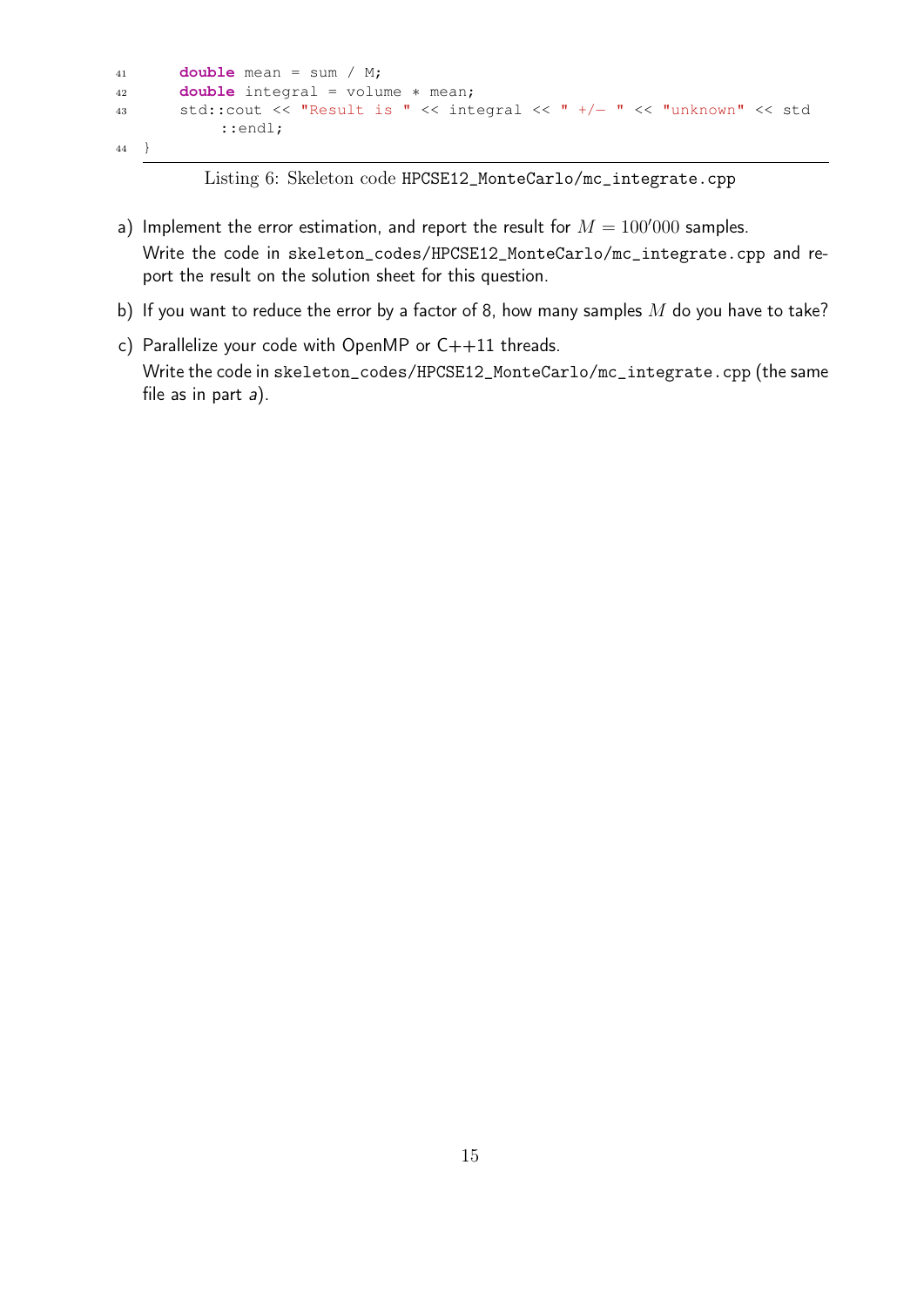```cpp
    double mean = sum / M;
    double integral = volume * mean;
    std::cout << "Result is " << integral << " +/- " << "unknown" << std::endl;
}
```

Listing 6: Skeleton code HPCSE12_MonteCarlo/mc_integrate.cpp

a) Implement the error estimation, and report the result for $M = 100'000$ samples.
   Write the code in skeleton_codes/HPCSE12_MonteCarlo/mc_integrate.cpp and report the result on the solution sheet for this question.

b) If you want to reduce the error by a factor of 8, how many samples $M$ do you have to take?

c) Parallelize your code with OpenMP or C++11 threads.
   Write the code in skeleton_codes/HPCSE12_MonteCarlo/mc_integrate.cpp (the same file as in part *a*).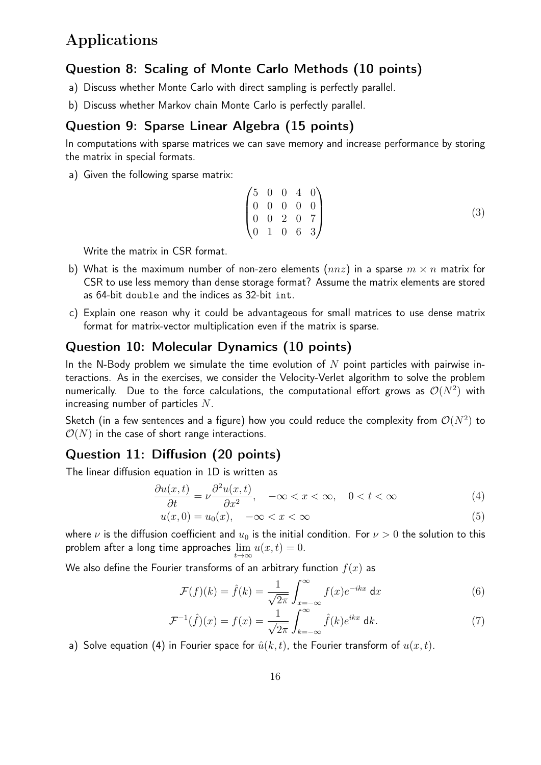# Applications

## Question 8: Scaling of Monte Carlo Methods (10 points)

a) Discuss whether Monte Carlo with direct sampling is perfectly parallel.

b) Discuss whether Markov chain Monte Carlo is perfectly parallel.

## Question 9: Sparse Linear Algebra (15 points)

In computations with sparse matrices we can save memory and increase performance by storing the matrix in special formats.

a) Given the following sparse matrix:

$$\begin{pmatrix} 5 & 0 & 0 & 4 & 0 \\ 0 & 0 & 0 & 0 & 0 \\ 0 & 0 & 2 & 0 & 7 \\ 0 & 1 & 0 & 6 & 3 \end{pmatrix} \tag{3}$$

Write the matrix in CSR format.

b) What is the maximum number of non-zero elements ($nnz$) in a sparse $m \times n$ matrix for CSR to use less memory than dense storage format? Assume the matrix elements are stored as 64-bit `double` and the indices as 32-bit `int`.

c) Explain one reason why it could be advantageous for small matrices to use dense matrix format for matrix-vector multiplication even if the matrix is sparse.

## Question 10: Molecular Dynamics (10 points)

In the N-Body problem we simulate the time evolution of $N$ point particles with pairwise interactions. As in the exercises, we consider the Velocity-Verlet algorithm to solve the problem numerically. Due to the force calculations, the computational effort grows as $\mathcal{O}(N^2)$ with increasing number of particles $N$.

Sketch (in a few sentences and a figure) how you could reduce the complexity from $\mathcal{O}(N^2)$ to $\mathcal{O}(N)$ in the case of short range interactions.

## Question 11: Diffusion (20 points)

The linear diffusion equation in 1D is written as

$$\frac{\partial u(x,t)}{\partial t} = \nu \frac{\partial^2 u(x,t)}{\partial x^2}, \quad -\infty < x < \infty, \quad 0 < t < \infty \tag{4}$$

$$u(x,0) = u_0(x), \quad -\infty < x < \infty \tag{5}$$

where $\nu$ is the diffusion coefficient and $u_0$ is the initial condition. For $\nu > 0$ the solution to this problem after a long time approaches $\lim_{t\to\infty} u(x,t) = 0$.

We also define the Fourier transforms of an arbitrary function $f(x)$ as

$$\mathcal{F}(f)(k) = \hat{f}(k) = \frac{1}{\sqrt{2\pi}} \int_{x=-\infty}^{\infty} f(x) e^{-ikx} \, \mathrm{d}x \tag{6}$$

$$\mathcal{F}^{-1}(\hat{f})(x) = f(x) = \frac{1}{\sqrt{2\pi}} \int_{k=-\infty}^{\infty} \hat{f}(k) e^{ikx} \, \mathrm{d}k. \tag{7}$$

a) Solve equation (4) in Fourier space for $\hat{u}(k,t)$, the Fourier transform of $u(x,t)$.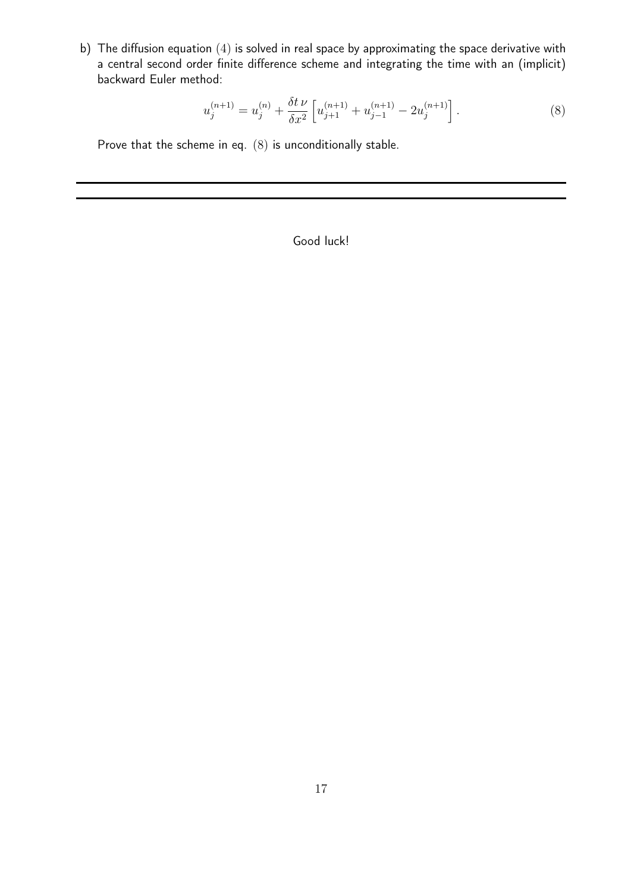b) The diffusion equation (4) is solved in real space by approximating the space derivative with a central second order finite difference scheme and integrating the time with an (implicit) backward Euler method:

$$u_j^{(n+1)} = u_j^{(n)} + \frac{\delta t\, \nu}{\delta x^2} \left[ u_{j+1}^{(n+1)} + u_{j-1}^{(n+1)} - 2u_j^{(n+1)} \right]. \tag{8}$$

Prove that the scheme in eq. (8) is unconditionally stable.

---

Good luck!